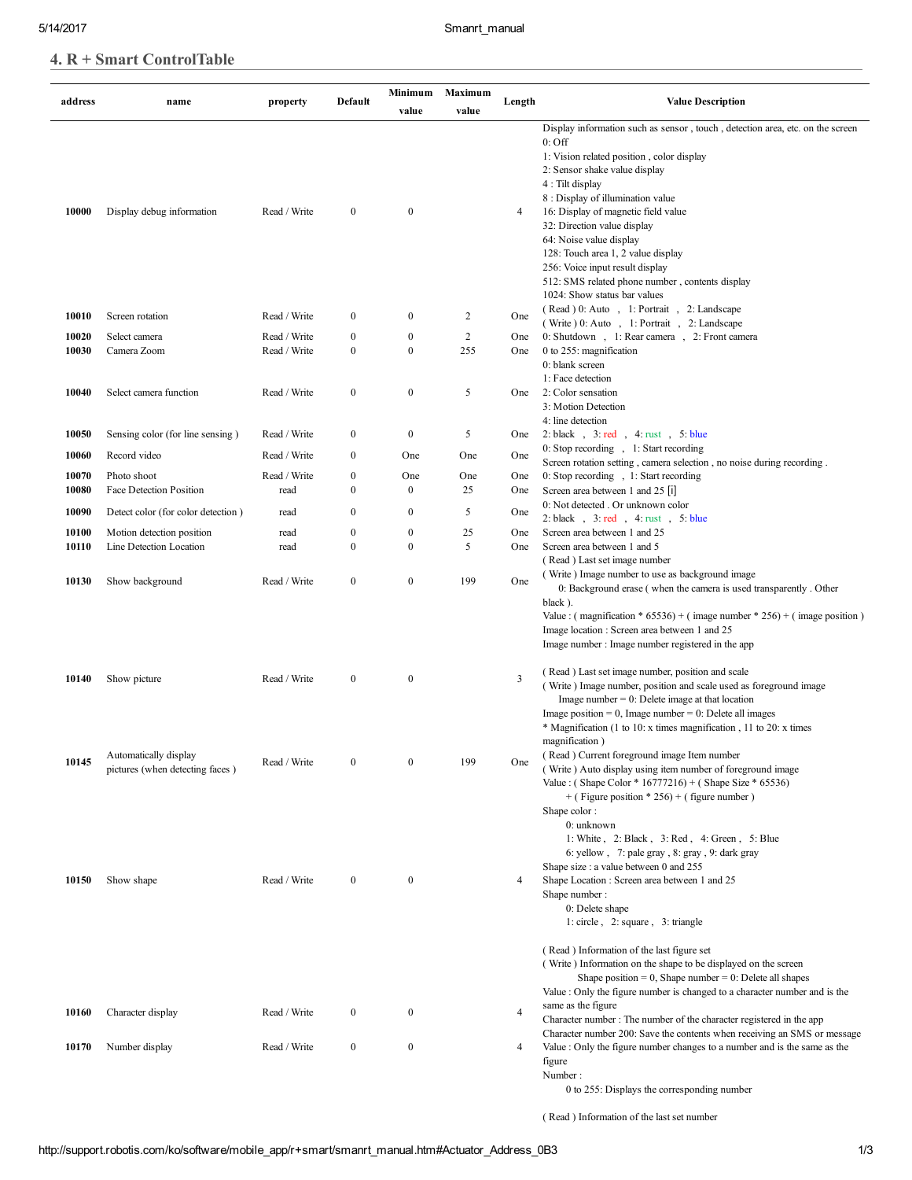## 4. R + Smart ControlTable

| address | name | property | Default | Minimum value | Maximum value | Length | Value Description |
|---|---|---|---|---|---|---|---|
| 10000 | Display debug information | Read / Write | 0 | 0 | | 4 | Display information such as sensor , touch , detection area, etc. on the screen<br>0: Off<br>1: Vision related position , color display<br>2: Sensor shake value display<br>4 : Tilt display<br>8 : Display of illumination value<br>16: Display of magnetic field value<br>32: Direction value display<br>64: Noise value display<br>128: Touch area 1, 2 value display<br>256: Voice input result display<br>512: SMS related phone number , contents display<br>1024: Show status bar values |
| 10010 | Screen rotation | Read / Write | 0 | 0 | 2 | One | ( Read ) 0: Auto , 1: Portrait , 2: Landscape<br>( Write ) 0: Auto , 1: Portrait , 2: Landscape |
| 10020 | Select camera | Read / Write | 0 | 0 | 2 | One | 0: Shutdown , 1: Rear camera , 2: Front camera |
| 10030 | Camera Zoom | Read / Write | 0 | 0 | 255 | One | 0 to 255: magnification |
| 10040 | Select camera function | Read / Write | 0 | 0 | 5 | One | 0: blank screen<br>1: Face detection<br>2: Color sensation<br>3: Motion Detection<br>4: line detection |
| 10050 | Sensing color (for line sensing ) | Read / Write | 0 | 0 | 5 | One | 2: black , 3: red , 4: rust , 5: blue |
| 10060 | Record video | Read / Write | 0 | One | One | One | 0: Stop recording , 1: Start recording<br>Screen rotation setting , camera selection , no noise during recording . |
| 10070 | Photo shoot | Read / Write | 0 | One | One | One | 0: Stop recording , 1: Start recording |
| 10080 | Face Detection Position | read | 0 | 0 | 25 | One | Screen area between 1 and 25 [i] |
| 10090 | Detect color (for color detection ) | read | 0 | 0 | 5 | One | 0: Not detected . Or unknown color<br>2: black , 3: red , 4: rust , 5: blue |
| 10100 | Motion detection position | read | 0 | 0 | 25 | One | Screen area between 1 and 25 |
| 10110 | Line Detection Location | read | 0 | 0 | 5 | One | Screen area between 1 and 5 |
| 10130 | Show background | Read / Write | 0 | 0 | 199 | One | ( Read ) Last set image number<br>( Write ) Image number to use as background image<br>0: Background erase ( when the camera is used transparently . Other black ). |
| 10140 | Show picture | Read / Write | 0 | 0 | | 3 | Value : ( magnification * 65536) + ( image number * 256) + ( image position )<br>Image location : Screen area between 1 and 25<br>Image number : Image number registered in the app<br><br>( Read ) Last set image number, position and scale<br>( Write ) Image number, position and scale used as foreground image<br>Image number = 0: Delete image at that location<br>Image position = 0, Image number = 0: Delete all images<br>* Magnification (1 to 10: x times magnification , 11 to 20: x times magnification ) |
| 10145 | Automatically display pictures (when detecting faces ) | Read / Write | 0 | 0 | 199 | One | ( Read ) Current foreground image Item number<br>( Write ) Auto display using item number of foreground image |
| 10150 | Show shape | Read / Write | 0 | 0 | | 4 | Value : ( Shape Color * 16777216) + ( Shape Size * 65536) + ( Figure position * 256) + ( figure number )<br>Shape color :<br>0: unknown<br>1: White , 2: Black , 3: Red , 4: Green , 5: Blue<br>6: yellow , 7: pale gray , 8: gray , 9: dark gray<br>Shape size : a value between 0 and 255<br>Shape Location : Screen area between 1 and 25<br>Shape number :<br>0: Delete shape<br>1: circle , 2: square , 3: triangle<br><br>( Read ) Information of the last figure set<br>( Write ) Information on the shape to be displayed on the screen<br>Shape position = 0, Shape number = 0: Delete all shapes |
| 10160 | Character display | Read / Write | 0 | 0 | | 4 | Value : Only the figure number is changed to a character number and is the same as the figure<br>Character number : The number of the character registered in the app<br>Character number 200: Save the contents when receiving an SMS or message |
| 10170 | Number display | Read / Write | 0 | 0 | | 4 | Value : Only the figure number changes to a number and is the same as the figure<br>Number :<br>0 to 255: Displays the corresponding number<br><br>( Read ) Information of the last set number |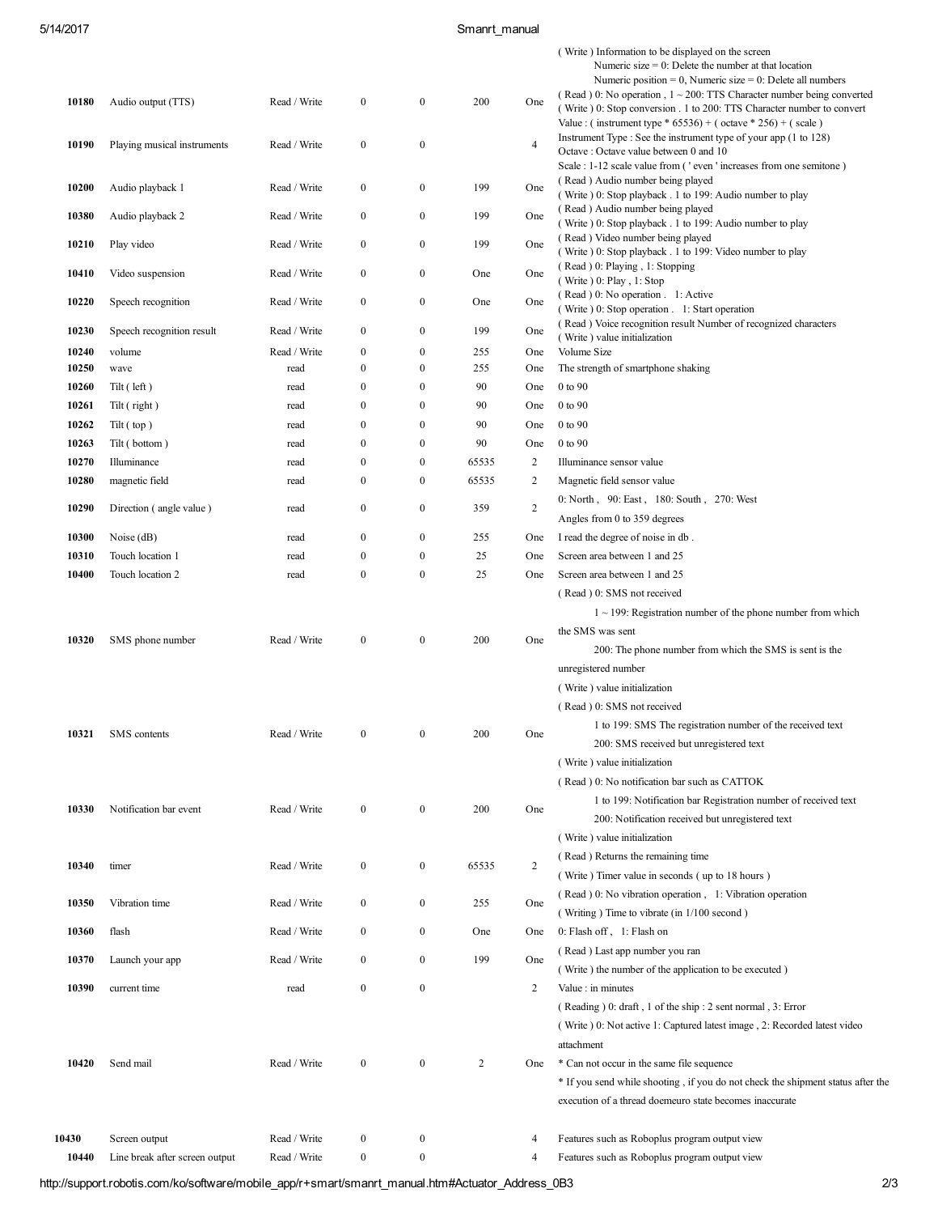| | | | | | | | |
|---|---|---|---|---|---|---|---|
| | | | | | | | ( Write ) Information to be displayed on the screen<br>Numeric size = 0: Delete the number at that location<br>Numeric position = 0, Numeric size = 0: Delete all numbers |
| 10180 | Audio output (TTS) | Read / Write | 0 | 0 | 200 | One | ( Read ) 0: No operation , 1 ~ 200: TTS Character number being converted<br>( Write ) 0: Stop conversion . 1 to 200: TTS Character number to convert |
| 10190 | Playing musical instruments | Read / Write | 0 | 0 | | 4 | Value : ( instrument type * 65536) + ( octave * 256) + ( scale )<br>Instrument Type : See the instrument type of your app (1 to 128)<br>Octave : Octave value between 0 and 10<br>Scale : 1-12 scale value from ( ' even ' increases from one semitone ) |
| 10200 | Audio playback 1 | Read / Write | 0 | 0 | 199 | One | ( Read ) Audio number being played<br>( Write ) 0: Stop playback . 1 to 199: Audio number to play |
| 10380 | Audio playback 2 | Read / Write | 0 | 0 | 199 | One | ( Read ) Audio number being played<br>( Write ) 0: Stop playback . 1 to 199: Audio number to play |
| 10210 | Play video | Read / Write | 0 | 0 | 199 | One | ( Read ) Video number being played<br>( Write ) 0: Stop playback . 1 to 199: Video number to play |
| 10410 | Video suspension | Read / Write | 0 | 0 | One | One | ( Read ) 0: Playing , 1: Stopping<br>( Write ) 0: Play , 1: Stop |
| 10220 | Speech recognition | Read / Write | 0 | 0 | One | One | ( Read ) 0: No operation . 1: Active<br>( Write ) 0: Stop operation . 1: Start operation |
| 10230 | Speech recognition result | Read / Write | 0 | 0 | 199 | One | ( Read ) Voice recognition result Number of recognized characters<br>( Write ) value initialization |
| 10240 | volume | Read / Write | 0 | 0 | 255 | One | Volume Size |
| 10250 | wave | read | 0 | 0 | 255 | One | The strength of smartphone shaking |
| 10260 | Tilt ( left ) | read | 0 | 0 | 90 | One | 0 to 90 |
| 10261 | Tilt ( right ) | read | 0 | 0 | 90 | One | 0 to 90 |
| 10262 | Tilt ( top ) | read | 0 | 0 | 90 | One | 0 to 90 |
| 10263 | Tilt ( bottom ) | read | 0 | 0 | 90 | One | 0 to 90 |
| 10270 | Illuminance | read | 0 | 0 | 65535 | 2 | Illuminance sensor value |
| 10280 | magnetic field | read | 0 | 0 | 65535 | 2 | Magnetic field sensor value |
| 10290 | Direction ( angle value ) | read | 0 | 0 | 359 | 2 | 0: North , 90: East , 180: South , 270: West<br>Angles from 0 to 359 degrees |
| 10300 | Noise (dB) | read | 0 | 0 | 255 | One | I read the degree of noise in db . |
| 10310 | Touch location 1 | read | 0 | 0 | 25 | One | Screen area between 1 and 25 |
| 10400 | Touch location 2 | read | 0 | 0 | 25 | One | Screen area between 1 and 25 |
| 10320 | SMS phone number | Read / Write | 0 | 0 | 200 | One | ( Read ) 0: SMS not received<br>1 ~ 199: Registration number of the phone number from which the SMS was sent<br>200: The phone number from which the SMS is sent is the unregistered number<br>( Write ) value initialization |
| 10321 | SMS contents | Read / Write | 0 | 0 | 200 | One | ( Read ) 0: SMS not received<br>1 to 199: SMS The registration number of the received text<br>200: SMS received but unregistered text<br>( Write ) value initialization |
| 10330 | Notification bar event | Read / Write | 0 | 0 | 200 | One | ( Read ) 0: No notification bar such as CATTOK<br>1 to 199: Notification bar Registration number of received text<br>200: Notification received but unregistered text<br>( Write ) value initialization |
| 10340 | timer | Read / Write | 0 | 0 | 65535 | 2 | ( Read ) Returns the remaining time<br>( Write ) Timer value in seconds ( up to 18 hours ) |
| 10350 | Vibration time | Read / Write | 0 | 0 | 255 | One | ( Read ) 0: No vibration operation , 1: Vibration operation<br>( Writing ) Time to vibrate (in 1/100 second ) |
| 10360 | flash | Read / Write | 0 | 0 | One | One | 0: Flash off , 1: Flash on |
| 10370 | Launch your app | Read / Write | 0 | 0 | 199 | One | ( Read ) Last app number you ran<br>( Write ) the number of the application to be executed ) |
| 10390 | current time | read | 0 | 0 | | 2 | Value : in minutes |
| 10420 | Send mail | Read / Write | 0 | 0 | 2 | One | ( Reading ) 0: draft , 1 of the ship : 2 sent normal , 3: Error<br>( Write ) 0: Not active 1: Captured latest image , 2: Recorded latest video attachment<br>* Can not occur in the same file sequence<br>* If you send while shooting , if you do not check the shipment status after the execution of a thread doemeuro state becomes inaccurate |
| 10430 | Screen output | Read / Write | 0 | 0 | | 4 | Features such as Roboplus program output view |
| 10440 | Line break after screen output | Read / Write | 0 | 0 | | 4 | Features such as Roboplus program output view |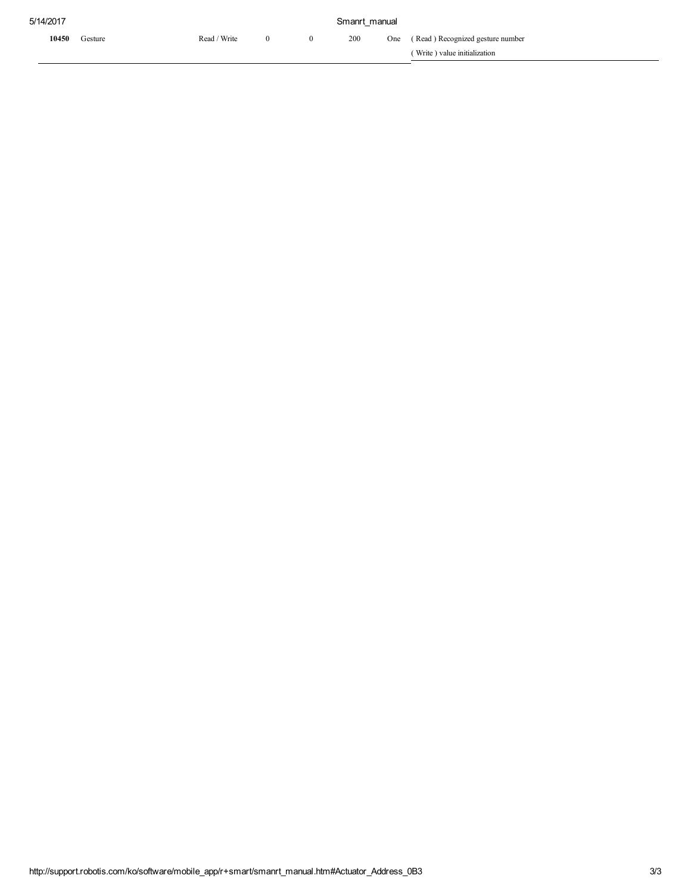| | | | | | | | |
|---|---|---|---|---|---|---|---|
| **10450** | Gesture | Read / Write | 0 | 0 | 200 | One | ( Read ) Recognized gesture number<br>( Write ) value initialization |